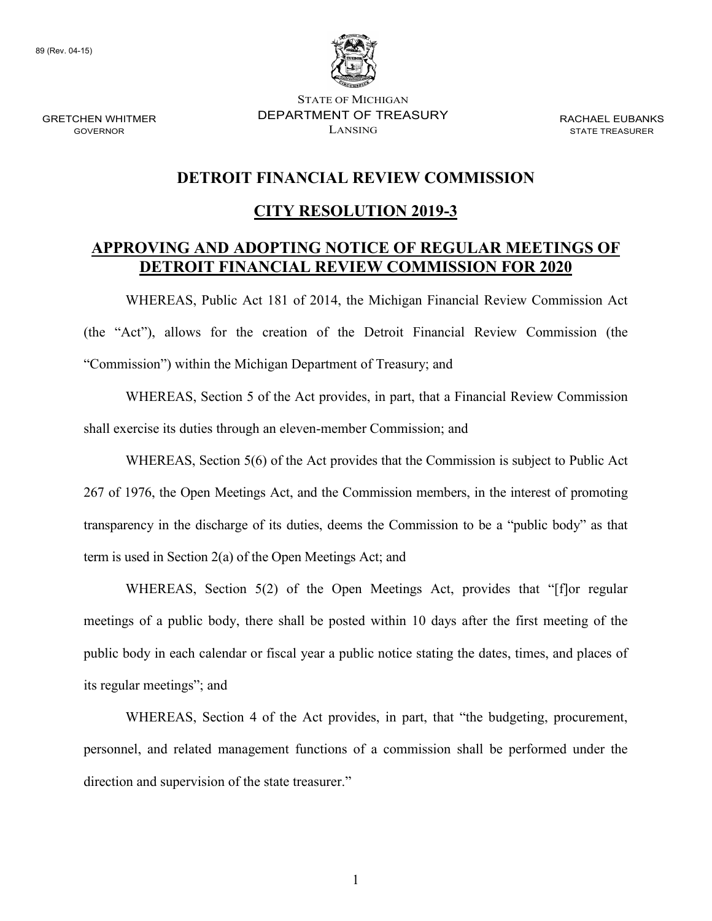89 (Rev. 04-15)

STATE OF MICHIGAN
DEPARTMENT OF TREASURY
LANSING

GRETCHEN WHITMER
GOVERNOR

RACHAEL EUBANKS
STATE TREASURER

# DETROIT FINANCIAL REVIEW COMMISSION

## CITY RESOLUTION 2019-3

## APPROVING AND ADOPTING NOTICE OF REGULAR MEETINGS OF DETROIT FINANCIAL REVIEW COMMISSION FOR 2020

WHEREAS, Public Act 181 of 2014, the Michigan Financial Review Commission Act (the "Act"), allows for the creation of the Detroit Financial Review Commission (the "Commission") within the Michigan Department of Treasury; and

WHEREAS, Section 5 of the Act provides, in part, that a Financial Review Commission shall exercise its duties through an eleven-member Commission; and

WHEREAS, Section 5(6) of the Act provides that the Commission is subject to Public Act 267 of 1976, the Open Meetings Act, and the Commission members, in the interest of promoting transparency in the discharge of its duties, deems the Commission to be a "public body" as that term is used in Section 2(a) of the Open Meetings Act; and

WHEREAS, Section 5(2) of the Open Meetings Act, provides that "[f]or regular meetings of a public body, there shall be posted within 10 days after the first meeting of the public body in each calendar or fiscal year a public notice stating the dates, times, and places of its regular meetings"; and

WHEREAS, Section 4 of the Act provides, in part, that "the budgeting, procurement, personnel, and related management functions of a commission shall be performed under the direction and supervision of the state treasurer."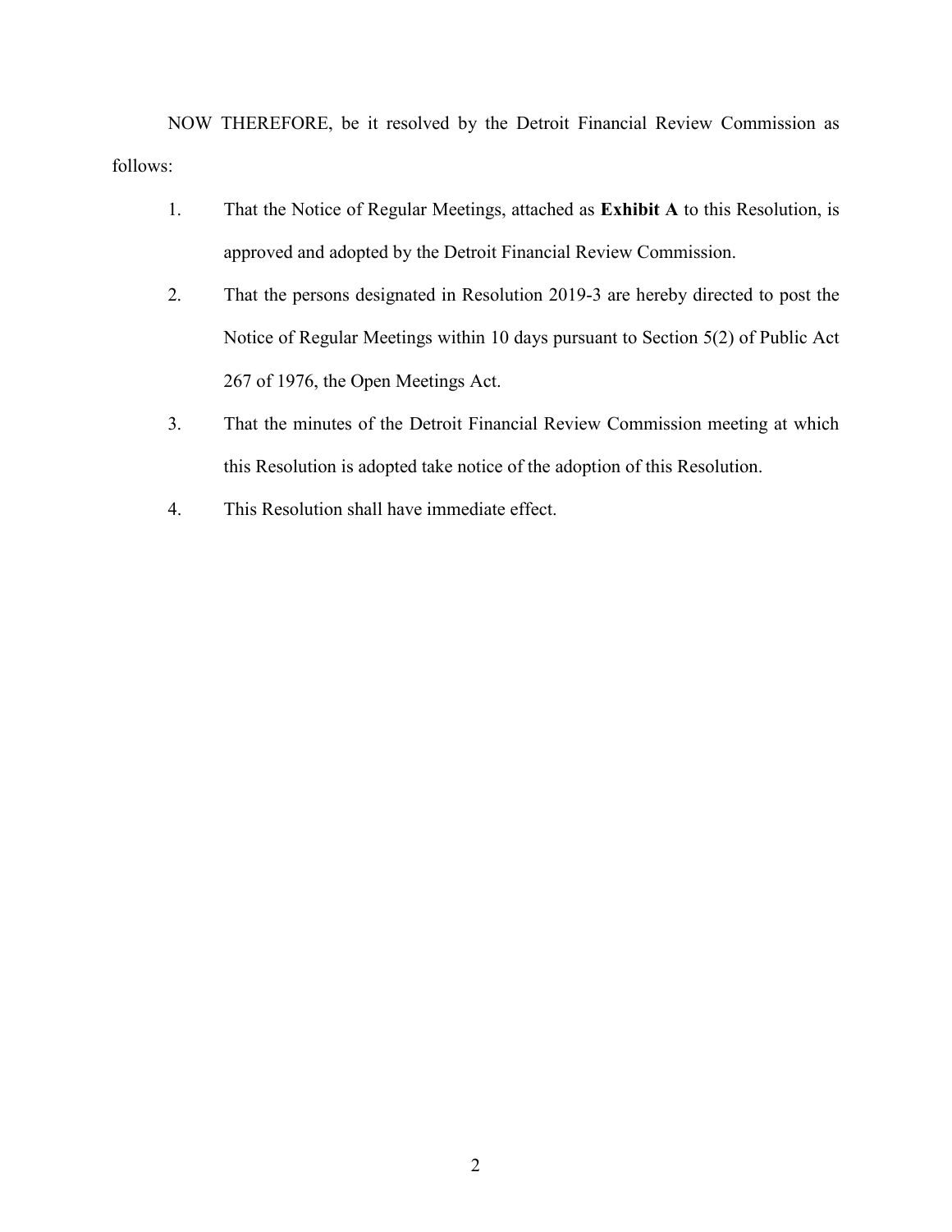NOW THEREFORE, be it resolved by the Detroit Financial Review Commission as follows:

1. That the Notice of Regular Meetings, attached as **Exhibit A** to this Resolution, is approved and adopted by the Detroit Financial Review Commission.
2. That the persons designated in Resolution 2019-3 are hereby directed to post the Notice of Regular Meetings within 10 days pursuant to Section 5(2) of Public Act 267 of 1976, the Open Meetings Act.
3. That the minutes of the Detroit Financial Review Commission meeting at which this Resolution is adopted take notice of the adoption of this Resolution.
4. This Resolution shall have immediate effect.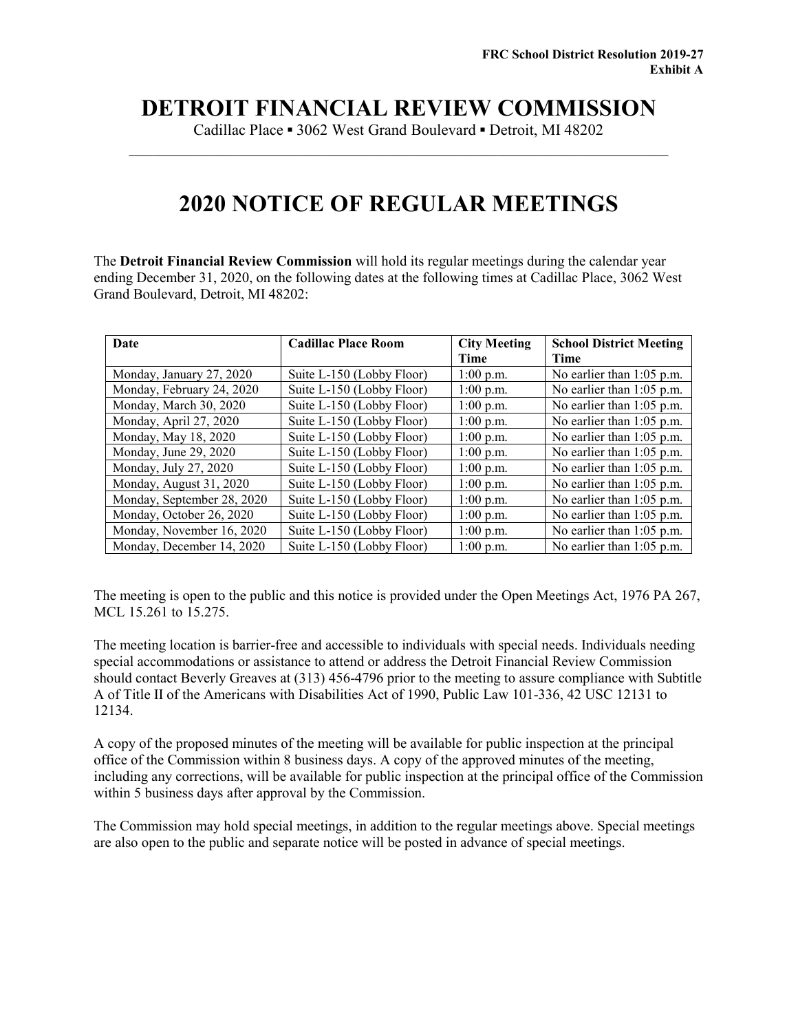**FRC School District Resolution 2019-27**
**Exhibit A**

# DETROIT FINANCIAL REVIEW COMMISSION

Cadillac Place ▪ 3062 West Grand Boulevard ▪ Detroit, MI 48202

# 2020 NOTICE OF REGULAR MEETINGS

The **Detroit Financial Review Commission** will hold its regular meetings during the calendar year ending December 31, 2020, on the following dates at the following times at Cadillac Place, 3062 West Grand Boulevard, Detroit, MI 48202:

| Date | Cadillac Place Room | City Meeting Time | School District Meeting Time |
|---|---|---|---|
| Monday, January 27, 2020 | Suite L-150 (Lobby Floor) | 1:00 p.m. | No earlier than 1:05 p.m. |
| Monday, February 24, 2020 | Suite L-150 (Lobby Floor) | 1:00 p.m. | No earlier than 1:05 p.m. |
| Monday, March 30, 2020 | Suite L-150 (Lobby Floor) | 1:00 p.m. | No earlier than 1:05 p.m. |
| Monday, April 27, 2020 | Suite L-150 (Lobby Floor) | 1:00 p.m. | No earlier than 1:05 p.m. |
| Monday, May 18, 2020 | Suite L-150 (Lobby Floor) | 1:00 p.m. | No earlier than 1:05 p.m. |
| Monday, June 29, 2020 | Suite L-150 (Lobby Floor) | 1:00 p.m. | No earlier than 1:05 p.m. |
| Monday, July 27, 2020 | Suite L-150 (Lobby Floor) | 1:00 p.m. | No earlier than 1:05 p.m. |
| Monday, August 31, 2020 | Suite L-150 (Lobby Floor) | 1:00 p.m. | No earlier than 1:05 p.m. |
| Monday, September 28, 2020 | Suite L-150 (Lobby Floor) | 1:00 p.m. | No earlier than 1:05 p.m. |
| Monday, October 26, 2020 | Suite L-150 (Lobby Floor) | 1:00 p.m. | No earlier than 1:05 p.m. |
| Monday, November 16, 2020 | Suite L-150 (Lobby Floor) | 1:00 p.m. | No earlier than 1:05 p.m. |
| Monday, December 14, 2020 | Suite L-150 (Lobby Floor) | 1:00 p.m. | No earlier than 1:05 p.m. |

The meeting is open to the public and this notice is provided under the Open Meetings Act, 1976 PA 267, MCL 15.261 to 15.275.

The meeting location is barrier-free and accessible to individuals with special needs. Individuals needing special accommodations or assistance to attend or address the Detroit Financial Review Commission should contact Beverly Greaves at (313) 456-4796 prior to the meeting to assure compliance with Subtitle A of Title II of the Americans with Disabilities Act of 1990, Public Law 101-336, 42 USC 12131 to 12134.

A copy of the proposed minutes of the meeting will be available for public inspection at the principal office of the Commission within 8 business days. A copy of the approved minutes of the meeting, including any corrections, will be available for public inspection at the principal office of the Commission within 5 business days after approval by the Commission.

The Commission may hold special meetings, in addition to the regular meetings above. Special meetings are also open to the public and separate notice will be posted in advance of special meetings.